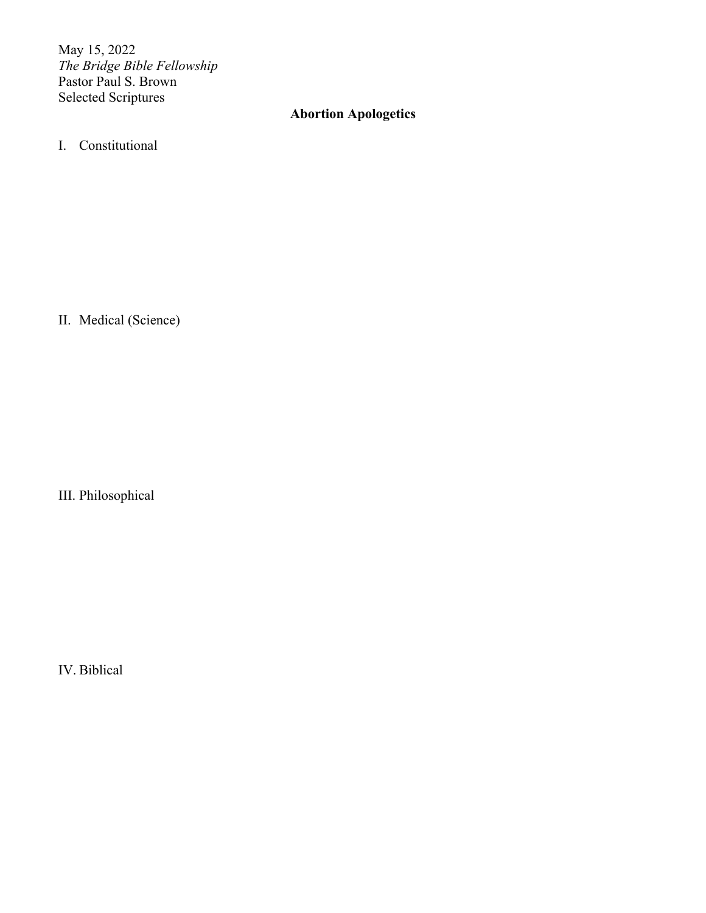May 15, 2022
*The Bridge Bible Fellowship*
Pastor Paul S. Brown
Selected Scriptures

# Abortion Apologetics

I. Constitutional

II. Medical (Science)

III. Philosophical

IV. Biblical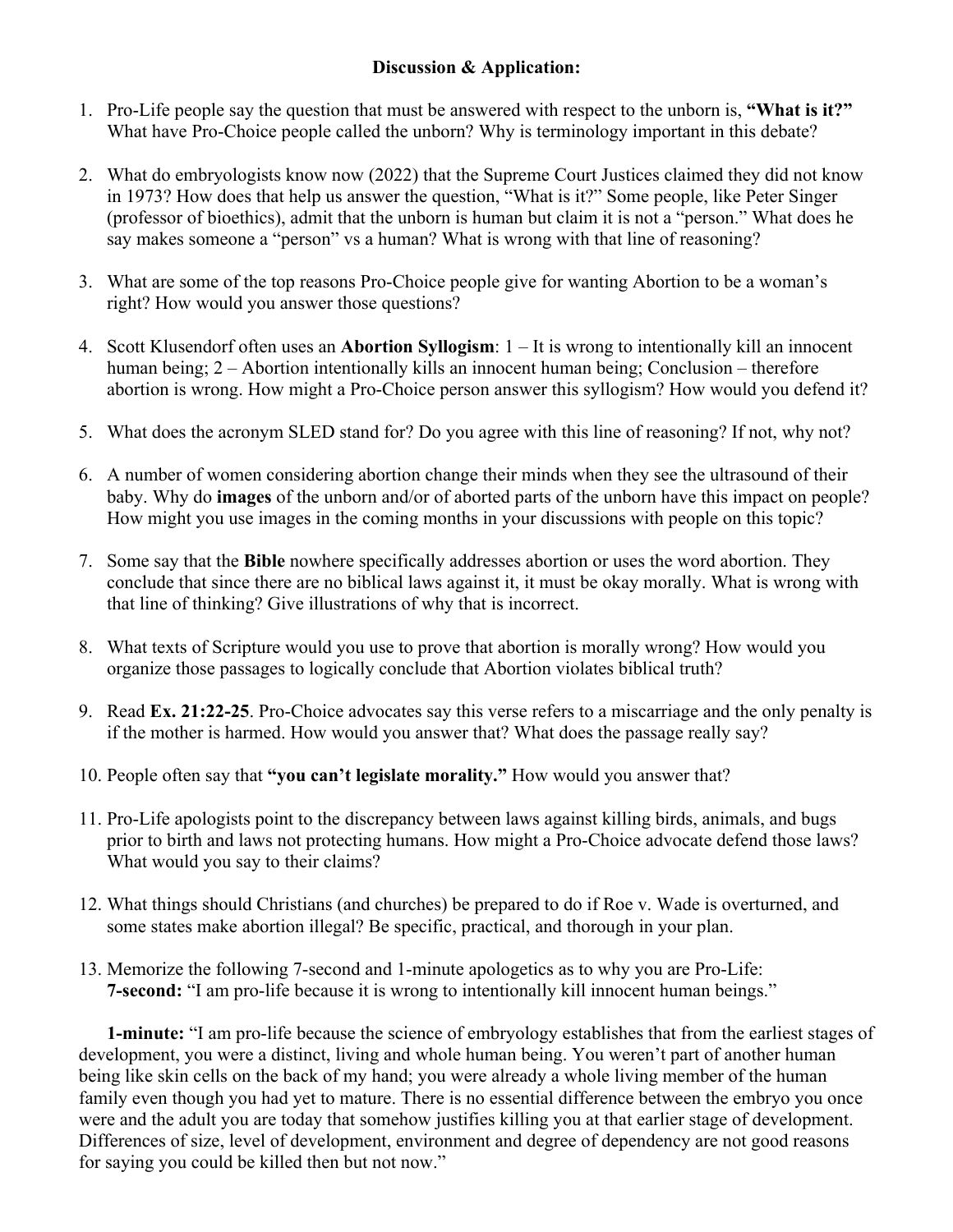**Discussion & Application:**

1. Pro-Life people say the question that must be answered with respect to the unborn is, **"What is it?"** What have Pro-Choice people called the unborn? Why is terminology important in this debate?

2. What do embryologists know now (2022) that the Supreme Court Justices claimed they did not know in 1973? How does that help us answer the question, "What is it?" Some people, like Peter Singer (professor of bioethics), admit that the unborn is human but claim it is not a "person." What does he say makes someone a "person" vs a human? What is wrong with that line of reasoning?

3. What are some of the top reasons Pro-Choice people give for wanting Abortion to be a woman's right? How would you answer those questions?

4. Scott Klusendorf often uses an **Abortion Syllogism**: 1 – It is wrong to intentionally kill an innocent human being; 2 – Abortion intentionally kills an innocent human being; Conclusion – therefore abortion is wrong. How might a Pro-Choice person answer this syllogism? How would you defend it?

5. What does the acronym SLED stand for? Do you agree with this line of reasoning? If not, why not?

6. A number of women considering abortion change their minds when they see the ultrasound of their baby. Why do **images** of the unborn and/or of aborted parts of the unborn have this impact on people? How might you use images in the coming months in your discussions with people on this topic?

7. Some say that the **Bible** nowhere specifically addresses abortion or uses the word abortion. They conclude that since there are no biblical laws against it, it must be okay morally. What is wrong with that line of thinking? Give illustrations of why that is incorrect.

8. What texts of Scripture would you use to prove that abortion is morally wrong? How would you organize those passages to logically conclude that Abortion violates biblical truth?

9. Read **Ex. 21:22-25**. Pro-Choice advocates say this verse refers to a miscarriage and the only penalty is if the mother is harmed. How would you answer that? What does the passage really say?

10. People often say that **"you can't legislate morality."** How would you answer that?

11. Pro-Life apologists point to the discrepancy between laws against killing birds, animals, and bugs prior to birth and laws not protecting humans. How might a Pro-Choice advocate defend those laws? What would you say to their claims?

12. What things should Christians (and churches) be prepared to do if Roe v. Wade is overturned, and some states make abortion illegal? Be specific, practical, and thorough in your plan.

13. Memorize the following 7-second and 1-minute apologetics as to why you are Pro-Life:
    **7-second:** "I am pro-life because it is wrong to intentionally kill innocent human beings."

    **1-minute:** "I am pro-life because the science of embryology establishes that from the earliest stages of development, you were a distinct, living and whole human being. You weren't part of another human being like skin cells on the back of my hand; you were already a whole living member of the human family even though you had yet to mature. There is no essential difference between the embryo you once were and the adult you are today that somehow justifies killing you at that earlier stage of development. Differences of size, level of development, environment and degree of dependency are not good reasons for saying you could be killed then but not now."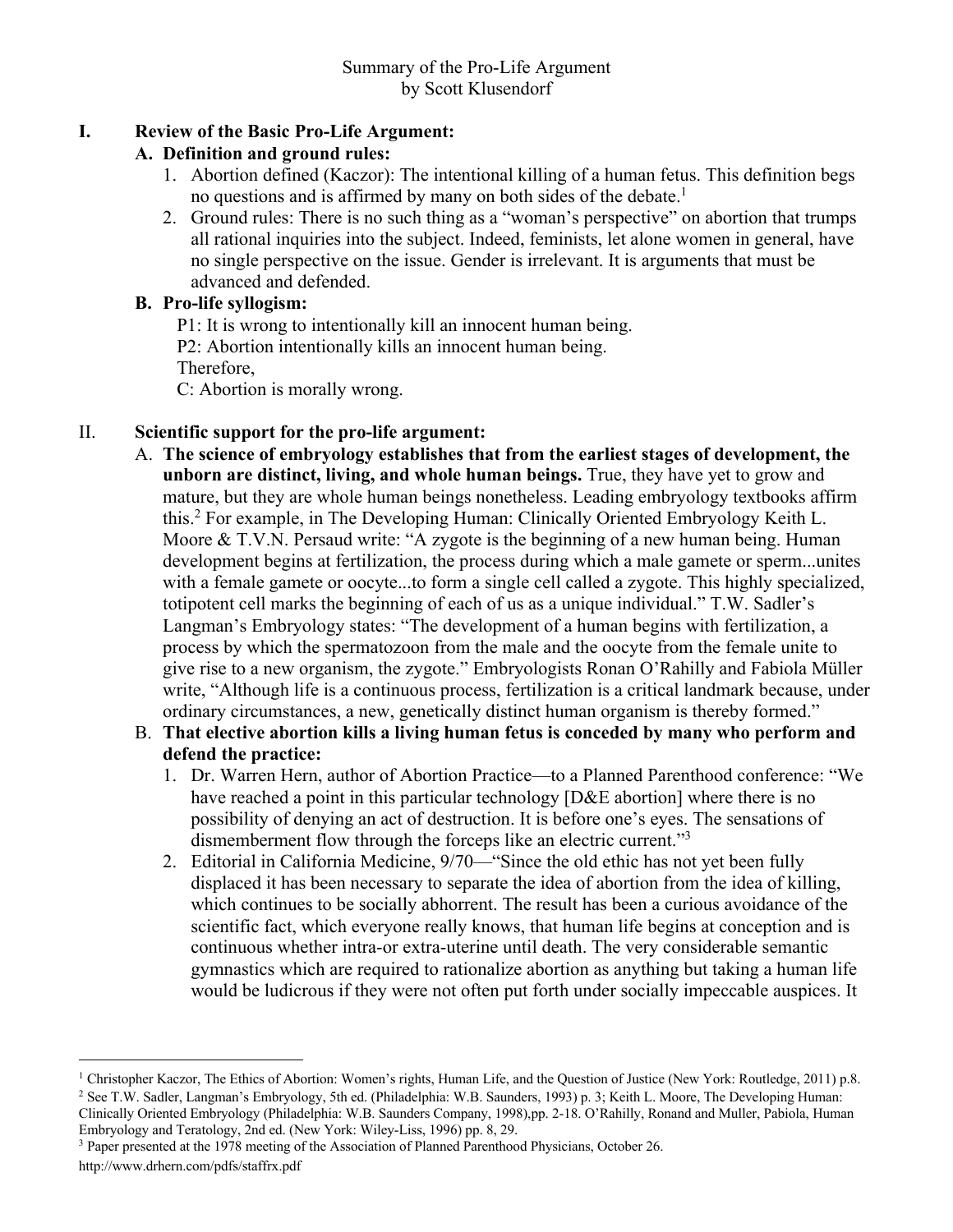Summary of the Pro-Life Argument
by Scott Klusendorf

# I. Review of the Basic Pro-Life Argument:

## A. Definition and ground rules:

1. Abortion defined (Kaczor): The intentional killing of a human fetus. This definition begs no questions and is affirmed by many on both sides of the debate.[1]
2. Ground rules: There is no such thing as a "woman's perspective" on abortion that trumps all rational inquiries into the subject. Indeed, feminists, let alone women in general, have no single perspective on the issue. Gender is irrelevant. It is arguments that must be advanced and defended.

## B. Pro-life syllogism:

P1: It is wrong to intentionally kill an innocent human being.
P2: Abortion intentionally kills an innocent human being.
Therefore,
C: Abortion is morally wrong.

# II. Scientific support for the pro-life argument:

A. **The science of embryology establishes that from the earliest stages of development, the unborn are distinct, living, and whole human beings.** True, they have yet to grow and mature, but they are whole human beings nonetheless. Leading embryology textbooks affirm this.[2] For example, in The Developing Human: Clinically Oriented Embryology Keith L. Moore & T.V.N. Persaud write: "A zygote is the beginning of a new human being. Human development begins at fertilization, the process during which a male gamete or sperm...unites with a female gamete or oocyte...to form a single cell called a zygote. This highly specialized, totipotent cell marks the beginning of each of us as a unique individual." T.W. Sadler's Langman's Embryology states: "The development of a human begins with fertilization, a process by which the spermatozoon from the male and the oocyte from the female unite to give rise to a new organism, the zygote." Embryologists Ronan O'Rahilly and Fabiola Müller write, "Although life is a continuous process, fertilization is a critical landmark because, under ordinary circumstances, a new, genetically distinct human organism is thereby formed."

B. **That elective abortion kills a living human fetus is conceded by many who perform and defend the practice:**

1. Dr. Warren Hern, author of Abortion Practice—to a Planned Parenthood conference: "We have reached a point in this particular technology [D&E abortion] where there is no possibility of denying an act of destruction. It is before one's eyes. The sensations of dismemberment flow through the forceps like an electric current."[3]
2. Editorial in California Medicine, 9/70—"Since the old ethic has not yet been fully displaced it has been necessary to separate the idea of abortion from the idea of killing, which continues to be socially abhorrent. The result has been a curious avoidance of the scientific fact, which everyone really knows, that human life begins at conception and is continuous whether intra-or extra-uterine until death. The very considerable semantic gymnastics which are required to rationalize abortion as anything but taking a human life would be ludicrous if they were not often put forth under socially impeccable auspices. It

---

[1] Christopher Kaczor, The Ethics of Abortion: Women's rights, Human Life, and the Question of Justice (New York: Routledge, 2011) p.8.

[2] See T.W. Sadler, Langman's Embryology, 5th ed. (Philadelphia: W.B. Saunders, 1993) p. 3; Keith L. Moore, The Developing Human: Clinically Oriented Embryology (Philadelphia: W.B. Saunders Company, 1998),pp. 2-18. O'Rahilly, Ronand and Muller, Pabiola, Human Embryology and Teratology, 2nd ed. (New York: Wiley-Liss, 1996) pp. 8, 29.

[3] Paper presented at the 1978 meeting of the Association of Planned Parenthood Physicians, October 26.
http://www.drhern.com/pdfs/staffrx.pdf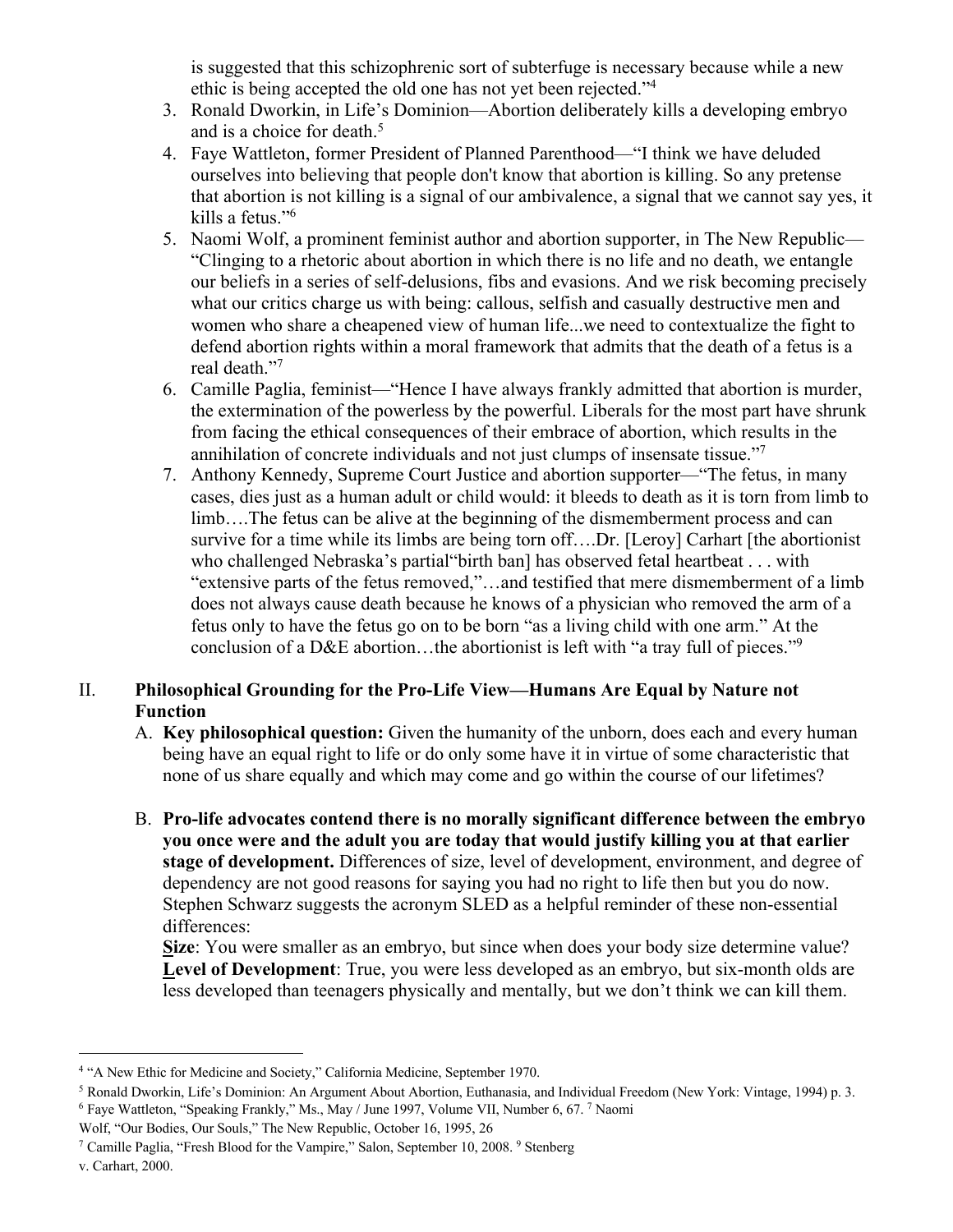is suggested that this schizophrenic sort of subterfuge is necessary because while a new ethic is being accepted the old one has not yet been rejected."[4]

3. Ronald Dworkin, in Life's Dominion—Abortion deliberately kills a developing embryo and is a choice for death.[5]
4. Faye Wattleton, former President of Planned Parenthood—"I think we have deluded ourselves into believing that people don't know that abortion is killing. So any pretense that abortion is not killing is a signal of our ambivalence, a signal that we cannot say yes, it kills a fetus."[6]
5. Naomi Wolf, a prominent feminist author and abortion supporter, in The New Republic—"Clinging to a rhetoric about abortion in which there is no life and no death, we entangle our beliefs in a series of self-delusions, fibs and evasions. And we risk becoming precisely what our critics charge us with being: callous, selfish and casually destructive men and women who share a cheapened view of human life...we need to contextualize the fight to defend abortion rights within a moral framework that admits that the death of a fetus is a real death."[7]
6. Camille Paglia, feminist—"Hence I have always frankly admitted that abortion is murder, the extermination of the powerless by the powerful. Liberals for the most part have shrunk from facing the ethical consequences of their embrace of abortion, which results in the annihilation of concrete individuals and not just clumps of insensate tissue."[7]
7. Anthony Kennedy, Supreme Court Justice and abortion supporter—"The fetus, in many cases, dies just as a human adult or child would: it bleeds to death as it is torn from limb to limb….The fetus can be alive at the beginning of the dismemberment process and can survive for a time while its limbs are being torn off….Dr. [Leroy] Carhart [the abortionist who challenged Nebraska's partial"birth ban] has observed fetal heartbeat . . . with "extensive parts of the fetus removed,"…and testified that mere dismemberment of a limb does not always cause death because he knows of a physician who removed the arm of a fetus only to have the fetus go on to be born "as a living child with one arm." At the conclusion of a D&E abortion…the abortionist is left with "a tray full of pieces."[9]

## II. Philosophical Grounding for the Pro-Life View—Humans Are Equal by Nature not Function

A. **Key philosophical question:** Given the humanity of the unborn, does each and every human being have an equal right to life or do only some have it in virtue of some characteristic that none of us share equally and which may come and go within the course of our lifetimes?

B. **Pro-life advocates contend there is no morally significant difference between the embryo you once were and the adult you are today that would justify killing you at that earlier stage of development.** Differences of size, level of development, environment, and degree of dependency are not good reasons for saying you had no right to life then but you do now. Stephen Schwarz suggests the acronym SLED as a helpful reminder of these non-essential differences:

**S̲ize**: You were smaller as an embryo, but since when does your body size determine value?
**L̲evel of Development**: True, you were less developed as an embryo, but six-month olds are less developed than teenagers physically and mentally, but we don't think we can kill them.

---

[4] "A New Ethic for Medicine and Society," California Medicine, September 1970.

[5] Ronald Dworkin, Life's Dominion: An Argument About Abortion, Euthanasia, and Individual Freedom (New York: Vintage, 1994) p. 3.

[6] Faye Wattleton, "Speaking Frankly," Ms., May / June 1997, Volume VII, Number 6, 67. [7] Naomi Wolf, "Our Bodies, Our Souls," The New Republic, October 16, 1995, 26

[7] Camille Paglia, "Fresh Blood for the Vampire," Salon, September 10, 2008. [9] Stenberg v. Carhart, 2000.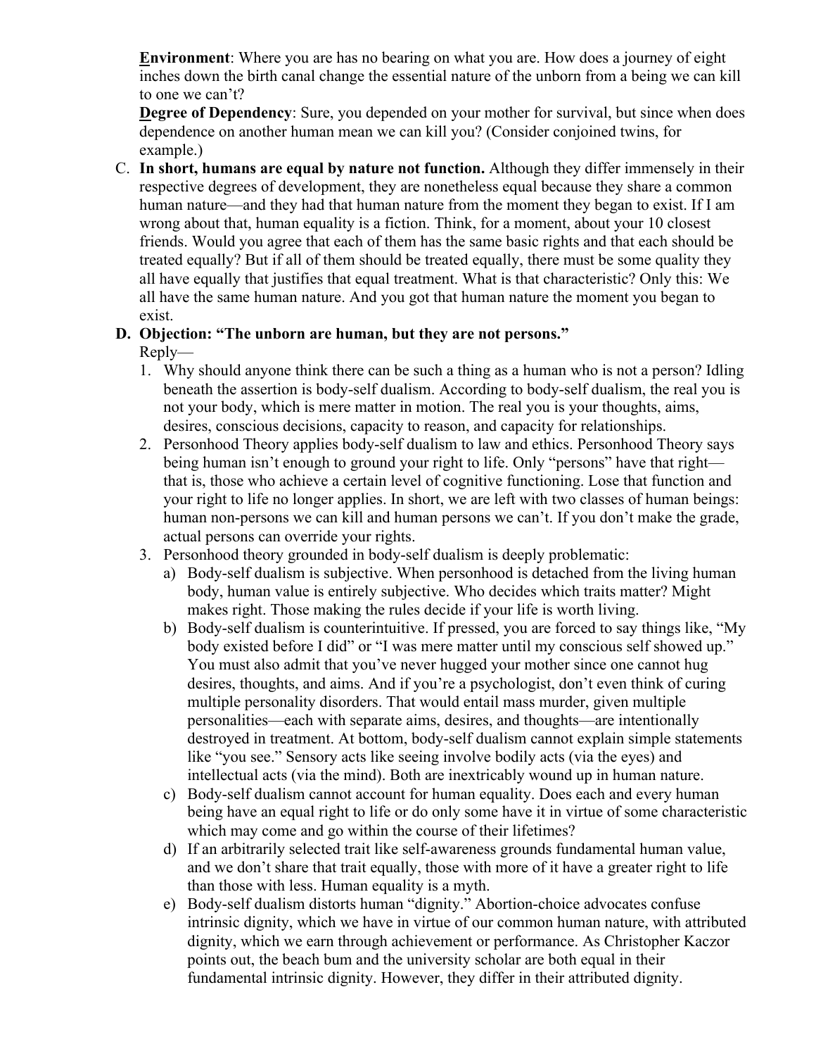**E**nvironment: Where you are has no bearing on what you are. How does a journey of eight inches down the birth canal change the essential nature of the unborn from a being we can kill to one we can't?

**D**egree of Dependency: Sure, you depended on your mother for survival, but since when does dependence on another human mean we can kill you? (Consider conjoined twins, for example.)

C. **In short, humans are equal by nature not function.** Although they differ immensely in their respective degrees of development, they are nonetheless equal because they share a common human nature—and they had that human nature from the moment they began to exist. If I am wrong about that, human equality is a fiction. Think, for a moment, about your 10 closest friends. Would you agree that each of them has the same basic rights and that each should be treated equally? But if all of them should be treated equally, there must be some quality they all have equally that justifies that equal treatment. What is that characteristic? Only this: We all have the same human nature. And you got that human nature the moment you began to exist.

**D. Objection: "The unborn are human, but they are not persons."**

Reply—

1. Why should anyone think there can be such a thing as a human who is not a person? Idling beneath the assertion is body-self dualism. According to body-self dualism, the real you is not your body, which is mere matter in motion. The real you is your thoughts, aims, desires, conscious decisions, capacity to reason, and capacity for relationships.
2. Personhood Theory applies body-self dualism to law and ethics. Personhood Theory says being human isn't enough to ground your right to life. Only "persons" have that right—that is, those who achieve a certain level of cognitive functioning. Lose that function and your right to life no longer applies. In short, we are left with two classes of human beings: human non-persons we can kill and human persons we can't. If you don't make the grade, actual persons can override your rights.
3. Personhood theory grounded in body-self dualism is deeply problematic:
   a) Body-self dualism is subjective. When personhood is detached from the living human body, human value is entirely subjective. Who decides which traits matter? Might makes right. Those making the rules decide if your life is worth living.
   b) Body-self dualism is counterintuitive. If pressed, you are forced to say things like, "My body existed before I did" or "I was mere matter until my conscious self showed up." You must also admit that you've never hugged your mother since one cannot hug desires, thoughts, and aims. And if you're a psychologist, don't even think of curing multiple personality disorders. That would entail mass murder, given multiple personalities—each with separate aims, desires, and thoughts—are intentionally destroyed in treatment. At bottom, body-self dualism cannot explain simple statements like "you see." Sensory acts like seeing involve bodily acts (via the eyes) and intellectual acts (via the mind). Both are inextricably wound up in human nature.
   c) Body-self dualism cannot account for human equality. Does each and every human being have an equal right to life or do only some have it in virtue of some characteristic which may come and go within the course of their lifetimes?
   d) If an arbitrarily selected trait like self-awareness grounds fundamental human value, and we don't share that trait equally, those with more of it have a greater right to life than those with less. Human equality is a myth.
   e) Body-self dualism distorts human "dignity." Abortion-choice advocates confuse intrinsic dignity, which we have in virtue of our common human nature, with attributed dignity, which we earn through achievement or performance. As Christopher Kaczor points out, the beach bum and the university scholar are both equal in their fundamental intrinsic dignity. However, they differ in their attributed dignity.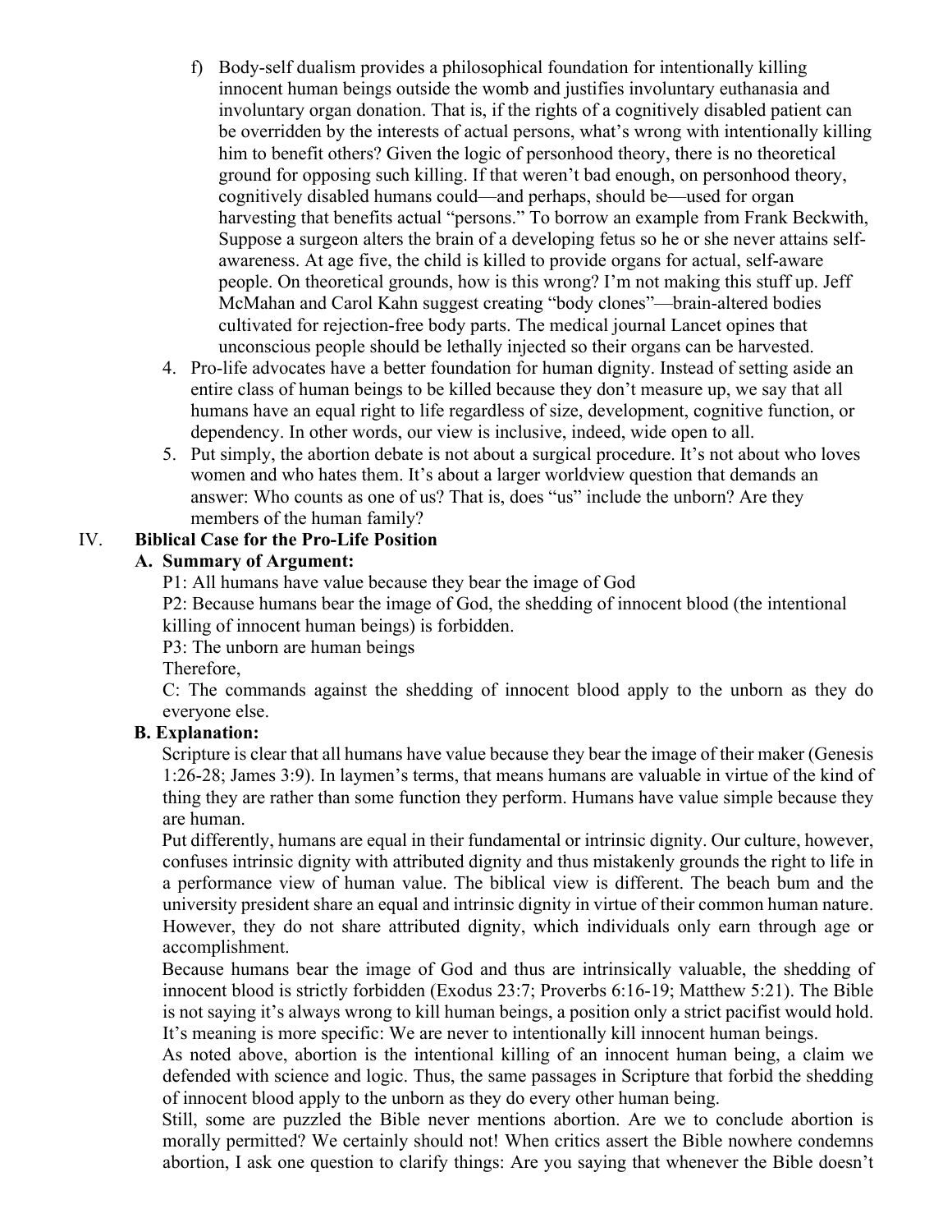f) Body-self dualism provides a philosophical foundation for intentionally killing innocent human beings outside the womb and justifies involuntary euthanasia and involuntary organ donation. That is, if the rights of a cognitively disabled patient can be overridden by the interests of actual persons, what's wrong with intentionally killing him to benefit others? Given the logic of personhood theory, there is no theoretical ground for opposing such killing. If that weren't bad enough, on personhood theory, cognitively disabled humans could—and perhaps, should be—used for organ harvesting that benefits actual "persons." To borrow an example from Frank Beckwith, Suppose a surgeon alters the brain of a developing fetus so he or she never attains self-awareness. At age five, the child is killed to provide organs for actual, self-aware people. On theoretical grounds, how is this wrong? I'm not making this stuff up. Jeff McMahan and Carol Kahn suggest creating "body clones"—brain-altered bodies cultivated for rejection-free body parts. The medical journal Lancet opines that unconscious people should be lethally injected so their organs can be harvested.

4. Pro-life advocates have a better foundation for human dignity. Instead of setting aside an entire class of human beings to be killed because they don't measure up, we say that all humans have an equal right to life regardless of size, development, cognitive function, or dependency. In other words, our view is inclusive, indeed, wide open to all.
5. Put simply, the abortion debate is not about a surgical procedure. It's not about who loves women and who hates them. It's about a larger worldview question that demands an answer: Who counts as one of us? That is, does "us" include the unborn? Are they members of the human family?

## IV. Biblical Case for the Pro-Life Position

### A. Summary of Argument:

P1: All humans have value because they bear the image of God

P2: Because humans bear the image of God, the shedding of innocent blood (the intentional killing of innocent human beings) is forbidden.

P3: The unborn are human beings

Therefore,

C: The commands against the shedding of innocent blood apply to the unborn as they do everyone else.

### B. Explanation:

Scripture is clear that all humans have value because they bear the image of their maker (Genesis 1:26-28; James 3:9). In laymen's terms, that means humans are valuable in virtue of the kind of thing they are rather than some function they perform. Humans have value simple because they are human.

Put differently, humans are equal in their fundamental or intrinsic dignity. Our culture, however, confuses intrinsic dignity with attributed dignity and thus mistakenly grounds the right to life in a performance view of human value. The biblical view is different. The beach bum and the university president share an equal and intrinsic dignity in virtue of their common human nature. However, they do not share attributed dignity, which individuals only earn through age or accomplishment.

Because humans bear the image of God and thus are intrinsically valuable, the shedding of innocent blood is strictly forbidden (Exodus 23:7; Proverbs 6:16-19; Matthew 5:21). The Bible is not saying it's always wrong to kill human beings, a position only a strict pacifist would hold. It's meaning is more specific: We are never to intentionally kill innocent human beings.

As noted above, abortion is the intentional killing of an innocent human being, a claim we defended with science and logic. Thus, the same passages in Scripture that forbid the shedding of innocent blood apply to the unborn as they do every other human being.

Still, some are puzzled the Bible never mentions abortion. Are we to conclude abortion is morally permitted? We certainly should not! When critics assert the Bible nowhere condemns abortion, I ask one question to clarify things: Are you saying that whenever the Bible doesn't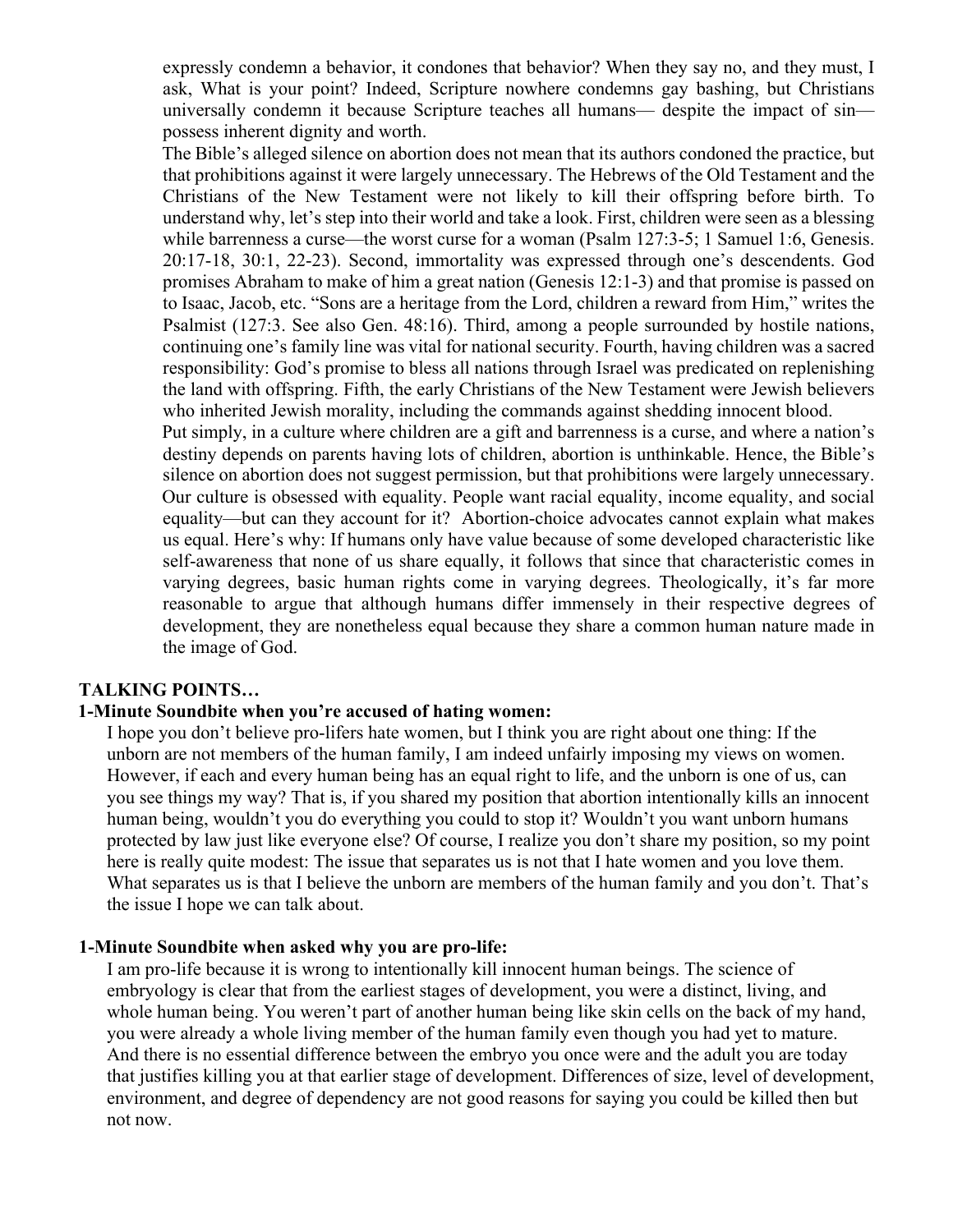expressly condemn a behavior, it condones that behavior? When they say no, and they must, I ask, What is your point? Indeed, Scripture nowhere condemns gay bashing, but Christians universally condemn it because Scripture teaches all humans— despite the impact of sin— possess inherent dignity and worth.

The Bible's alleged silence on abortion does not mean that its authors condoned the practice, but that prohibitions against it were largely unnecessary. The Hebrews of the Old Testament and the Christians of the New Testament were not likely to kill their offspring before birth. To understand why, let's step into their world and take a look. First, children were seen as a blessing while barrenness a curse—the worst curse for a woman (Psalm 127:3-5; 1 Samuel 1:6, Genesis. 20:17-18, 30:1, 22-23). Second, immortality was expressed through one's descendents. God promises Abraham to make of him a great nation (Genesis 12:1-3) and that promise is passed on to Isaac, Jacob, etc. "Sons are a heritage from the Lord, children a reward from Him," writes the Psalmist (127:3. See also Gen. 48:16). Third, among a people surrounded by hostile nations, continuing one's family line was vital for national security. Fourth, having children was a sacred responsibility: God's promise to bless all nations through Israel was predicated on replenishing the land with offspring. Fifth, the early Christians of the New Testament were Jewish believers who inherited Jewish morality, including the commands against shedding innocent blood.

Put simply, in a culture where children are a gift and barrenness is a curse, and where a nation's destiny depends on parents having lots of children, abortion is unthinkable. Hence, the Bible's silence on abortion does not suggest permission, but that prohibitions were largely unnecessary.

Our culture is obsessed with equality. People want racial equality, income equality, and social equality—but can they account for it? Abortion-choice advocates cannot explain what makes us equal. Here's why: If humans only have value because of some developed characteristic like self-awareness that none of us share equally, it follows that since that characteristic comes in varying degrees, basic human rights come in varying degrees. Theologically, it's far more reasonable to argue that although humans differ immensely in their respective degrees of development, they are nonetheless equal because they share a common human nature made in the image of God.

## TALKING POINTS…

### 1-Minute Soundbite when you're accused of hating women:

I hope you don't believe pro-lifers hate women, but I think you are right about one thing: If the unborn are not members of the human family, I am indeed unfairly imposing my views on women. However, if each and every human being has an equal right to life, and the unborn is one of us, can you see things my way? That is, if you shared my position that abortion intentionally kills an innocent human being, wouldn't you do everything you could to stop it? Wouldn't you want unborn humans protected by law just like everyone else? Of course, I realize you don't share my position, so my point here is really quite modest: The issue that separates us is not that I hate women and you love them. What separates us is that I believe the unborn are members of the human family and you don't. That's the issue I hope we can talk about.

### 1-Minute Soundbite when asked why you are pro-life:

I am pro-life because it is wrong to intentionally kill innocent human beings. The science of embryology is clear that from the earliest stages of development, you were a distinct, living, and whole human being. You weren't part of another human being like skin cells on the back of my hand, you were already a whole living member of the human family even though you had yet to mature. And there is no essential difference between the embryo you once were and the adult you are today that justifies killing you at that earlier stage of development. Differences of size, level of development, environment, and degree of dependency are not good reasons for saying you could be killed then but not now.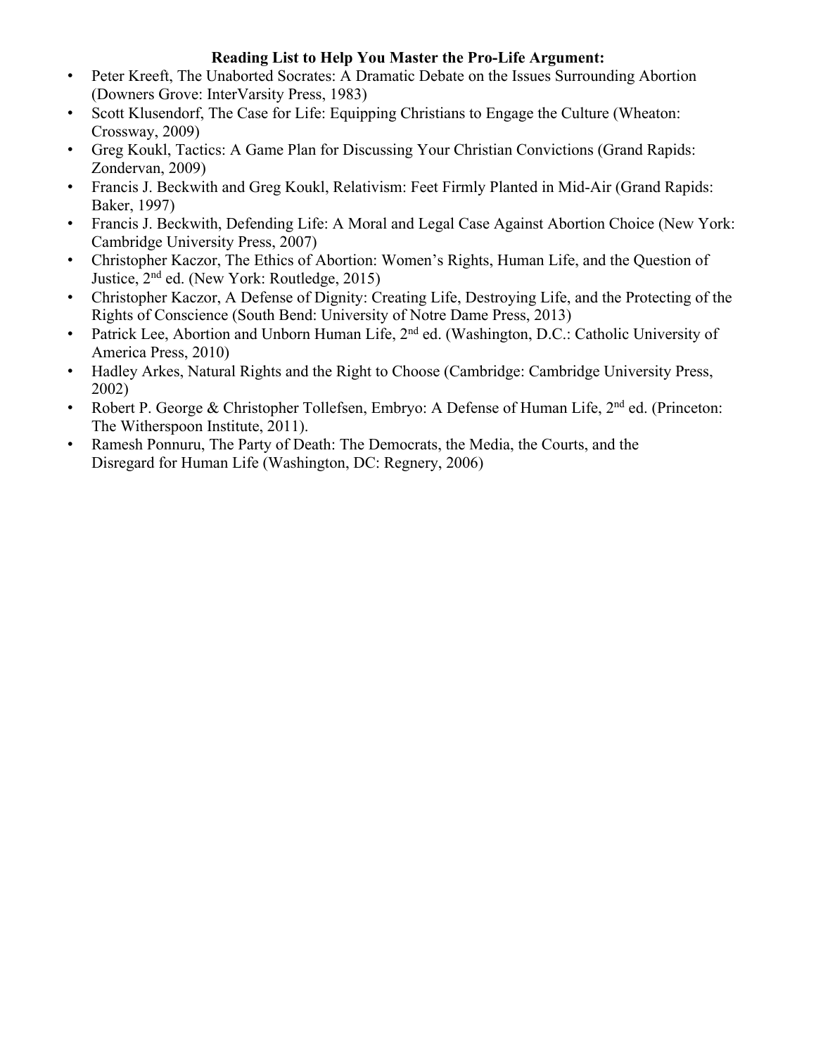**Reading List to Help You Master the Pro-Life Argument:**

- Peter Kreeft, The Unaborted Socrates: A Dramatic Debate on the Issues Surrounding Abortion (Downers Grove: InterVarsity Press, 1983)
- Scott Klusendorf, The Case for Life: Equipping Christians to Engage the Culture (Wheaton: Crossway, 2009)
- Greg Koukl, Tactics: A Game Plan for Discussing Your Christian Convictions (Grand Rapids: Zondervan, 2009)
- Francis J. Beckwith and Greg Koukl, Relativism: Feet Firmly Planted in Mid-Air (Grand Rapids: Baker, 1997)
- Francis J. Beckwith, Defending Life: A Moral and Legal Case Against Abortion Choice (New York: Cambridge University Press, 2007)
- Christopher Kaczor, The Ethics of Abortion: Women's Rights, Human Life, and the Question of Justice, 2nd ed. (New York: Routledge, 2015)
- Christopher Kaczor, A Defense of Dignity: Creating Life, Destroying Life, and the Protecting of the Rights of Conscience (South Bend: University of Notre Dame Press, 2013)
- Patrick Lee, Abortion and Unborn Human Life, 2nd ed. (Washington, D.C.: Catholic University of America Press, 2010)
- Hadley Arkes, Natural Rights and the Right to Choose (Cambridge: Cambridge University Press, 2002)
- Robert P. George & Christopher Tollefsen, Embryo: A Defense of Human Life, 2nd ed. (Princeton: The Witherspoon Institute, 2011).
- Ramesh Ponnuru, The Party of Death: The Democrats, the Media, the Courts, and the Disregard for Human Life (Washington, DC: Regnery, 2006)